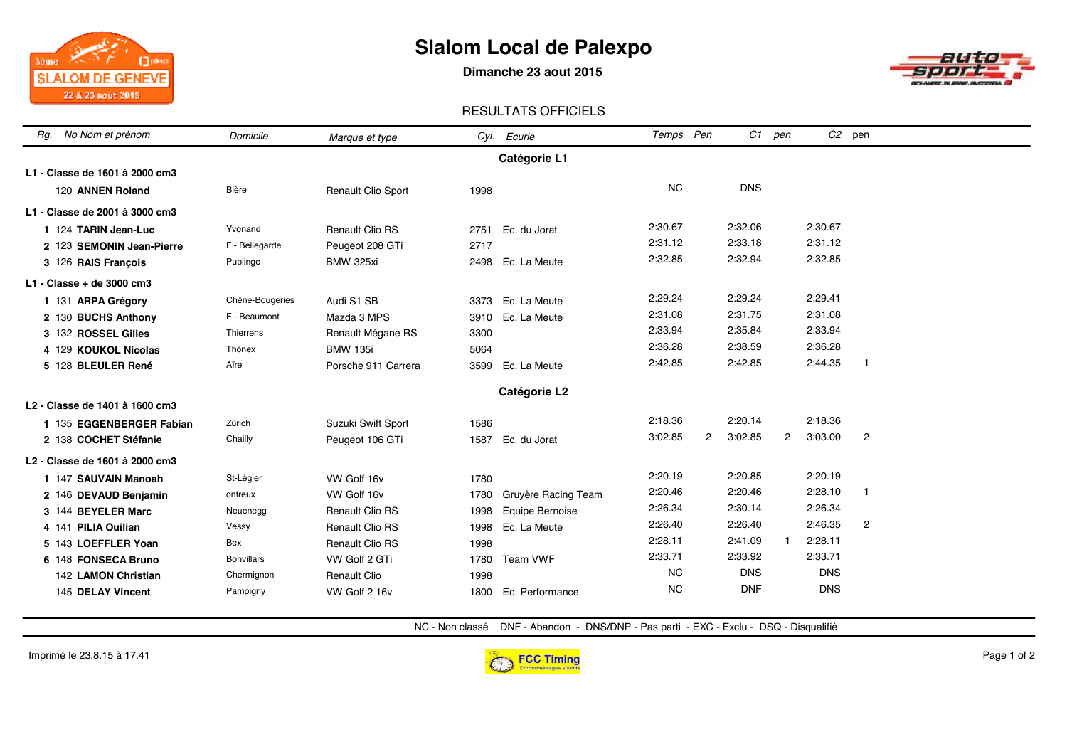# Slalom Local de Palexpo

**Dimanche 23 aout 2015**

RESULTATS OFFICIELS

| Rg. | No | Nom et prénom | Domicile | Marque et type | Cyl. | Ecurie | Temps | Pen | C1 | pen | C2 | pen |
|---|---|---|---|---|---|---|---|---|---|---|---|---|
| | | **Catégorie L1** | | | | | | | | | | |
| **L1 - Classe de 1601 à 2000 cm3** | | | | | | | | | | | | |
| | 120 | **ANNEN Roland** | Bière | Renault Clio Sport | 1998 | | NC | | DNS | | | |
| **L1 - Classe de 2001 à 3000 cm3** | | | | | | | | | | | | |
| 1 | 124 | **TARIN Jean-Luc** | Yvonand | Renault Clio RS | 2751 | Ec. du Jorat | 2:30.67 | | 2:32.06 | | 2:30.67 | |
| 2 | 123 | **SEMONIN Jean-Pierre** | F - Bellegarde | Peugeot 208 GTi | 2717 | | 2:31.12 | | 2:33.18 | | 2:31.12 | |
| 3 | 126 | **RAIS François** | Puplinge | BMW 325xi | 2498 | Ec. La Meute | 2:32.85 | | 2:32.94 | | 2:32.85 | |
| **L1 - Classe + de 3000 cm3** | | | | | | | | | | | | |
| 1 | 131 | **ARPA Grégory** | Chêne-Bougeries | Audi S1 SB | 3373 | Ec. La Meute | 2:29.24 | | 2:29.24 | | 2:29.41 | |
| 2 | 130 | **BUCHS Anthony** | F - Beaumont | Mazda 3 MPS | 3910 | Ec. La Meute | 2:31.08 | | 2:31.75 | | 2:31.08 | |
| 3 | 132 | **ROSSEL Gilles** | Thierrens | Renault Mégane RS | 3300 | | 2:33.94 | | 2:35.84 | | 2:33.94 | |
| 4 | 129 | **KOUKOL Nicolas** | Thônex | BMW 135i | 5064 | | 2:36.28 | | 2:38.59 | | 2:36.28 | |
| 5 | 128 | **BLEULER René** | Aïre | Porsche 911 Carrera | 3599 | Ec. La Meute | 2:42.85 | | 2:42.85 | | 2:44.35 | 1 |
| | | **Catégorie L2** | | | | | | | | | | |
| **L2 - Classe de 1401 à 1600 cm3** | | | | | | | | | | | | |
| 1 | 135 | **EGGENBERGER Fabian** | Zürich | Suzuki Swift Sport | 1586 | | 2:18.36 | | 2:20.14 | | 2:18.36 | |
| 2 | 138 | **COCHET Stéfanie** | Chailly | Peugeot 106 GTi | 1587 | Ec. du Jorat | 3:02.85 | 2 | 3:02.85 | 2 | 3:03.00 | 2 |
| **L2 - Classe de 1601 à 2000 cm3** | | | | | | | | | | | | |
| 1 | 147 | **SAUVAIN Manoah** | St-Légier | VW Golf 16v | 1780 | | 2:20.19 | | 2:20.85 | | 2:20.19 | |
| 2 | 146 | **DEVAUD Benjamin** | ontreux | VW Golf 16v | 1780 | Gruyère Racing Team | 2:20.46 | | 2:20.46 | | 2:28.10 | 1 |
| 3 | 144 | **BEYELER Marc** | Neuenegg | Renault Clio RS | 1998 | Equipe Bernoise | 2:26.34 | | 2:30.14 | | 2:26.34 | |
| 4 | 141 | **PILIA Ouilian** | Vessy | Renault Clio RS | 1998 | Ec. La Meute | 2:26.40 | | 2:26.40 | | 2:46.35 | 2 |
| 5 | 143 | **LOEFFLER Yoan** | Bex | Renault Clio RS | 1998 | | 2:28.11 | | 2:41.09 | 1 | 2:28.11 | |
| 6 | 148 | **FONSECA Bruno** | Bonvillars | VW Golf 2 GTi | 1780 | Team VWF | 2:33.71 | | 2:33.92 | | 2:33.71 | |
| | 142 | **LAMON Christian** | Chermignon | Renault Clio | 1998 | | NC | | DNS | | DNS | |
| | 145 | **DELAY Vincent** | Pampigny | VW Golf 2 16v | 1800 | Ec. Performance | NC | | DNF | | DNS | |

NC - Non classé DNF - Abandon - DNS/DNP - Pas parti - EXC - Exclu - DSQ - Disqualifié

Imprimé le 23.8.15 à 17.41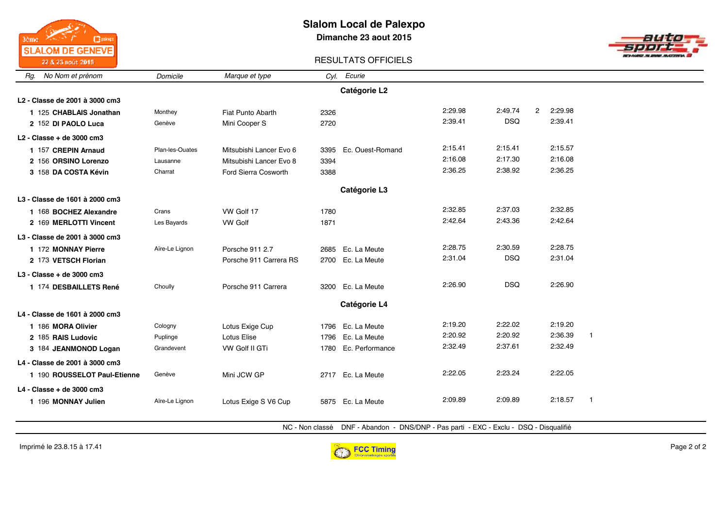# Slalom Local de Palexpo

**Dimanche 23 aout 2015**

RESULTATS OFFICIELS

| Rg. | No | Nom et prénom | Domicile | Marque et type | Cyl. | Ecurie | | | | | |
|---|---|---|---|---|---|---|---|---|---|---|---|
| | | | | **Catégorie L2** | | | | | | | |
| **L2 - Classe de 2001 à 3000 cm3** | | | | | | | | | | | |
| 1 | 125 | **CHABLAIS Jonathan** | Monthey | Fiat Punto Abarth | 2326 | | 2:29.98 | 2:49.74 | 2 | 2:29.98 | |
| 2 | 152 | **DI PAOLO Luca** | Genève | Mini Cooper S | 2720 | | 2:39.41 | DSQ | | 2:39.41 | |
| **L2 - Classe + de 3000 cm3** | | | | | | | | | | | |
| 1 | 157 | **CREPIN Arnaud** | Plan-les-Ouates | Mitsubishi Lancer Evo 6 | 3395 | Ec. Ouest-Romand | 2:15.41 | 2:15.41 | | 2:15.57 | |
| 2 | 156 | **ORSINO Lorenzo** | Lausanne | Mitsubishi Lancer Evo 8 | 3394 | | 2:16.08 | 2:17.30 | | 2:16.08 | |
| 3 | 158 | **DA COSTA Kévin** | Charrat | Ford Sierra Cosworth | 3388 | | 2:36.25 | 2:38.92 | | 2:36.25 | |
| | | | | **Catégorie L3** | | | | | | | |
| **L3 - Classe de 1601 à 2000 cm3** | | | | | | | | | | | |
| 1 | 168 | **BOCHEZ Alexandre** | Crans | VW Golf 17 | 1780 | | 2:32.85 | 2:37.03 | | 2:32.85 | |
| 2 | 169 | **MERLOTTI Vincent** | Les Bayards | VW Golf | 1871 | | 2:42.64 | 2:43.36 | | 2:42.64 | |
| **L3 - Classe de 2001 à 3000 cm3** | | | | | | | | | | | |
| 1 | 172 | **MONNAY Pierre** | Aïre-Le Lignon | Porsche 911 2.7 | 2685 | Ec. La Meute | 2:28.75 | 2:30.59 | | 2:28.75 | |
| 2 | 173 | **VETSCH Florian** | | Porsche 911 Carrera RS | 2700 | Ec. La Meute | 2:31.04 | DSQ | | 2:31.04 | |
| **L3 - Classe + de 3000 cm3** | | | | | | | | | | | |
| 1 | 174 | **DESBAILLETS René** | Choully | Porsche 911 Carrera | 3200 | Ec. La Meute | 2:26.90 | DSQ | | 2:26.90 | |
| | | | | **Catégorie L4** | | | | | | | |
| **L4 - Classe de 1601 à 2000 cm3** | | | | | | | | | | | |
| 1 | 186 | **MORA Olivier** | Cologny | Lotus Exige Cup | 1796 | Ec. La Meute | 2:19.20 | 2:22.02 | | 2:19.20 | |
| 2 | 185 | **RAIS Ludovic** | Puplinge | Lotus Elise | 1796 | Ec. La Meute | 2:20.92 | 2:20.92 | | 2:36.39 | 1 |
| 3 | 184 | **JEANMONOD Logan** | Grandevent | VW Golf II GTi | 1780 | Ec. Performance | 2:32.49 | 2:37.61 | | 2:32.49 | |
| **L4 - Classe de 2001 à 3000 cm3** | | | | | | | | | | | |
| 1 | 190 | **ROUSSELOT Paul-Etienne** | Genève | Mini JCW GP | 2717 | Ec. La Meute | 2:22.05 | 2:23.24 | | 2:22.05 | |
| **L4 - Classe + de 3000 cm3** | | | | | | | | | | | |
| 1 | 196 | **MONNAY Julien** | Aïre-Le Lignon | Lotus Exige S V6 Cup | 5875 | Ec. La Meute | 2:09.89 | 2:09.89 | | 2:18.57 | 1 |

NC - Non classé DNF - Abandon - DNS/DNP - Pas parti - EXC - Exclu - DSQ - Disqualifié

Imprimé le 23.8.15 à 17.41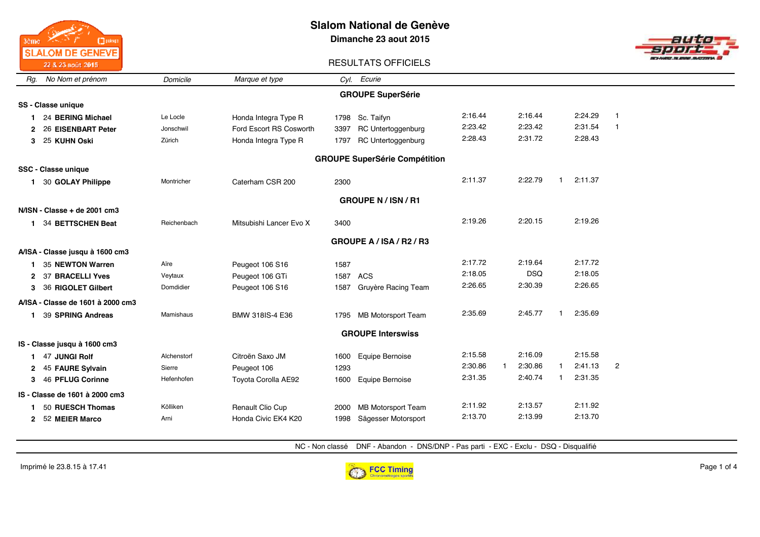# Slalom National de Genève

**Dimanche 23 aout 2015**

RESULTATS OFFICIELS

## GROUPE SuperSérie

### SS - Classe unique

| Rg. | No | Nom et prénom | Domicile | Marque et type | Cyl. | Ecurie | | | | | | |
|---|---|---|---|---|---|---|---|---|---|---|---|---|
| 1 | 24 | **BERING Michael** | Le Locle | Honda Integra Type R | 1798 | Sc. Taifyn | 2:16.44 | | 2:16.44 | | 2:24.29 | 1 |
| 2 | 26 | **EISENBART Peter** | Jonschwil | Ford Escort RS Cosworth | 3397 | RC Untertoggenburg | 2:23.42 | | 2:23.42 | | 2:31.54 | 1 |
| 3 | 25 | **KUHN Oski** | Zürich | Honda Integra Type R | 1797 | RC Untertoggenburg | 2:28.43 | | 2:31.72 | | 2:28.43 | |

## GROUPE SuperSérie Compétition

### SSC - Classe unique

| Rg. | No | Nom et prénom | Domicile | Marque et type | Cyl. | Ecurie | | | | | | |
|---|---|---|---|---|---|---|---|---|---|---|---|---|
| 1 | 30 | **GOLAY Philippe** | Montricher | Caterham CSR 200 | 2300 | | 2:11.37 | | 2:22.79 | 1 | 2:11.37 | |

## GROUPE N / ISN / R1

### N/ISN - Classe + de 2001 cm3

| Rg. | No | Nom et prénom | Domicile | Marque et type | Cyl. | Ecurie | | | | | | |
|---|---|---|---|---|---|---|---|---|---|---|---|---|
| 1 | 34 | **BETTSCHEN Beat** | Reichenbach | Mitsubishi Lancer Evo X | 3400 | | 2:19.26 | | 2:20.15 | | 2:19.26 | |

## GROUPE A / ISA / R2 / R3

### A/ISA - Classe jusqu à 1600 cm3

| Rg. | No | Nom et prénom | Domicile | Marque et type | Cyl. | Ecurie | | | | | | |
|---|---|---|---|---|---|---|---|---|---|---|---|---|
| 1 | 35 | **NEWTON Warren** | Aïre | Peugeot 106 S16 | 1587 | | 2:17.72 | | 2:19.64 | | 2:17.72 | |
| 2 | 37 | **BRACELLI Yves** | Veytaux | Peugeot 106 GTi | 1587 | ACS | 2:18.05 | | DSQ | | 2:18.05 | |
| 3 | 36 | **RIGOLET Gilbert** | Domdidier | Peugeot 106 S16 | 1587 | Gruyère Racing Team | 2:26.65 | | 2:30.39 | | 2:26.65 | |

### A/ISA - Classe de 1601 à 2000 cm3

| Rg. | No | Nom et prénom | Domicile | Marque et type | Cyl. | Ecurie | | | | | | |
|---|---|---|---|---|---|---|---|---|---|---|---|---|
| 1 | 39 | **SPRING Andreas** | Mamishaus | BMW 318IS-4 E36 | 1795 | MB Motorsport Team | 2:35.69 | | 2:45.77 | 1 | 2:35.69 | |

## GROUPE Interswiss

### IS - Classe jusqu à 1600 cm3

| Rg. | No | Nom et prénom | Domicile | Marque et type | Cyl. | Ecurie | | | | | | |
|---|---|---|---|---|---|---|---|---|---|---|---|---|
| 1 | 47 | **JUNGI Rolf** | Alchenstorf | Citroën Saxo JM | 1600 | Equipe Bernoise | 2:15.58 | | 2:16.09 | | 2:15.58 | |
| 2 | 45 | **FAURE Sylvain** | Sierre | Peugeot 106 | 1293 | | 2:30.86 | 1 | 2:30.86 | 1 | 2:41.13 | 2 |
| 3 | 46 | **PFLUG Corinne** | Hefenhofen | Toyota Corolla AE92 | 1600 | Equipe Bernoise | 2:31.35 | | 2:40.74 | 1 | 2:31.35 | |

### IS - Classe de 1601 à 2000 cm3

| Rg. | No | Nom et prénom | Domicile | Marque et type | Cyl. | Ecurie | | | | | | |
|---|---|---|---|---|---|---|---|---|---|---|---|---|
| 1 | 50 | **RUESCH Thomas** | Kölliken | Renault Clio Cup | 2000 | MB Motorsport Team | 2:11.92 | | 2:13.57 | | 2:11.92 | |
| 2 | 52 | **MEIER Marco** | Arni | Honda Civic EK4 K20 | 1998 | Sägesser Motorsport | 2:13.70 | | 2:13.99 | | 2:13.70 | |

NC - Non classé DNF - Abandon - DNS/DNP - Pas parti - EXC - Exclu - DSQ - Disqualifié

Imprimé le 23.8.15 à 17.41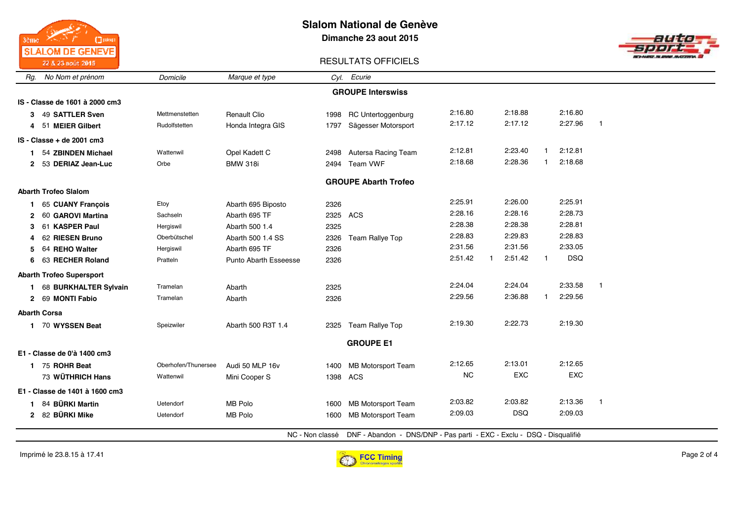# Slalom National de Genève

**Dimanche 23 aout 2015**

RESULTATS OFFICIELS

| *Rg.* | *No* | *Nom et prénom* | *Domicile* | *Marque et type* | *Cyl.* | *Ecurie* | | | | | | |
|---|---|---|---|---|---|---|---|---|---|---|---|---|
| | | | | | | **GROUPE Interswiss** | | | | | | |
| **IS - Classe de 1601 à 2000 cm3** | | | | | | | | | | | | |
| **3** | 49 | **SATTLER Sven** | Mettmenstetten | Renault Clio | 1998 | RC Untertoggenburg | 2:16.80 | | 2:18.88 | | 2:16.80 | |
| **4** | 51 | **MEIER Gilbert** | Rudolfstetten | Honda Integra GIS | 1797 | Sägesser Motorsport | 2:17.12 | | 2:17.12 | | 2:27.96 | 1 |
| **IS - Classe + de 2001 cm3** | | | | | | | | | | | | |
| **1** | 54 | **ZBINDEN Michael** | Wattenwil | Opel Kadett C | 2498 | Autersa Racing Team | 2:12.81 | | 2:23.40 | 1 | 2:12.81 | |
| **2** | 53 | **DERIAZ Jean-Luc** | Orbe | BMW 318i | 2494 | Team VWF | 2:18.68 | | 2:28.36 | 1 | 2:18.68 | |
| | | | | | | **GROUPE Abarth Trofeo** | | | | | | |
| **Abarth Trofeo Slalom** | | | | | | | | | | | | |
| **1** | 65 | **CUANY François** | Etoy | Abarth 695 Biposto | 2326 | | 2:25.91 | | 2:26.00 | | 2:25.91 | |
| **2** | 60 | **GAROVI Martina** | Sachseln | Abarth 695 TF | 2325 | ACS | 2:28.16 | | 2:28.16 | | 2:28.73 | |
| **3** | 61 | **KASPER Paul** | Hergiswil | Abarth 500 1.4 | 2325 | | 2:28.38 | | 2:28.38 | | 2:28.81 | |
| **4** | 62 | **RIESEN Bruno** | Oberbütschel | Abarth 500 1.4 SS | 2326 | Team Rallye Top | 2:28.83 | | 2:29.83 | | 2:28.83 | |
| **5** | 64 | **REHO Walter** | Hergiswil | Abarth 695 TF | 2326 | | 2:31.56 | | 2:31.56 | | 2:33.05 | |
| **6** | 63 | **RECHER Roland** | Pratteln | Punto Abarth Esseesse | 2326 | | 2:51.42 | 1 | 2:51.42 | 1 | DSQ | |
| **Abarth Trofeo Supersport** | | | | | | | | | | | | |
| **1** | 68 | **BURKHALTER Sylvain** | Tramelan | Abarth | 2325 | | 2:24.04 | | 2:24.04 | | 2:33.58 | 1 |
| **2** | 69 | **MONTI Fabio** | Tramelan | Abarth | 2326 | | 2:29.56 | | 2:36.88 | 1 | 2:29.56 | |
| **Abarth Corsa** | | | | | | | | | | | | |
| **1** | 70 | **WYSSEN Beat** | Speizwiler | Abarth 500 R3T 1.4 | 2325 | Team Rallye Top | 2:19.30 | | 2:22.73 | | 2:19.30 | |
| | | | | | | **GROUPE E1** | | | | | | |
| **E1 - Classe de 0'à 1400 cm3** | | | | | | | | | | | | |
| **1** | 75 | **ROHR Beat** | Oberhofen/Thunersee | Audi 50 MLP 16v | 1400 | MB Motorsport Team | 2:12.65 | | 2:13.01 | | 2:12.65 | |
| | 73 | **WÜTHRICH Hans** | Wattenwil | Mini Cooper S | 1398 | ACS | NC | | EXC | | EXC | |
| **E1 - Classe de 1401 à 1600 cm3** | | | | | | | | | | | | |
| **1** | 84 | **BÜRKI Martin** | Uetendorf | MB Polo | 1600 | MB Motorsport Team | 2:03.82 | | 2:03.82 | | 2:13.36 | 1 |
| **2** | 82 | **BÜRKI Mike** | Uetendorf | MB Polo | 1600 | MB Motorsport Team | 2:09.03 | | DSQ | | 2:09.03 | |

NC - Non classé DNF - Abandon - DNS/DNP - Pas parti - EXC - Exclu - DSQ - Disqualifié

Imprimé le 23.8.15 à 17.41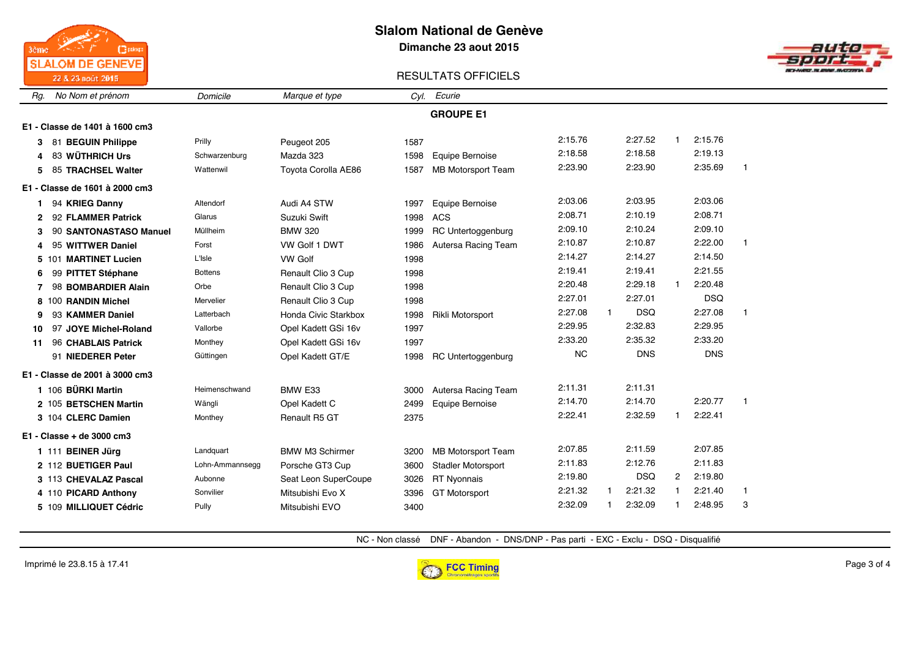# Slalom National de Genève

**Dimanche 23 aout 2015**

RESULTATS OFFICIELS

## GROUPE E1

| Rg. | No | Nom et prénom | Domicile | Marque et type | Cyl. | Ecurie | | | | | | |
|---|---|---|---|---|---|---|---|---|---|---|---|---|
| **E1 - Classe de 1401 à 1600 cm3** | | | | | | | | | | | | |
| **3** | 81 | **BEGUIN Philippe** | Prilly | Peugeot 205 | 1587 | | 2:15.76 | | 2:27.52 | 1 | 2:15.76 | |
| **4** | 83 | **WÜTHRICH Urs** | Schwarzenburg | Mazda 323 | 1598 | Equipe Bernoise | 2:18.58 | | 2:18.58 | | 2:19.13 | |
| **5** | 85 | **TRACHSEL Walter** | Wattenwil | Toyota Corolla AE86 | 1587 | MB Motorsport Team | 2:23.90 | | 2:23.90 | | 2:35.69 | 1 |
| **E1 - Classe de 1601 à 2000 cm3** | | | | | | | | | | | | |
| **1** | 94 | **KRIEG Danny** | Altendorf | Audi A4 STW | 1997 | Equipe Bernoise | 2:03.06 | | 2:03.95 | | 2:03.06 | |
| **2** | 92 | **FLAMMER Patrick** | Glarus | Suzuki Swift | 1998 | ACS | 2:08.71 | | 2:10.19 | | 2:08.71 | |
| **3** | 90 | **SANTONASTASO Manuel** | Müllheim | BMW 320 | 1999 | RC Untertoggenburg | 2:09.10 | | 2:10.24 | | 2:09.10 | |
| **4** | 95 | **WITTWER Daniel** | Forst | VW Golf 1 DWT | 1986 | Autersa Racing Team | 2:10.87 | | 2:10.87 | | 2:22.00 | 1 |
| **5** | 101 | **MARTINET Lucien** | L'Isle | VW Golf | 1998 | | 2:14.27 | | 2:14.27 | | 2:14.50 | |
| **6** | 99 | **PITTET Stéphane** | Bottens | Renault Clio 3 Cup | 1998 | | 2:19.41 | | 2:19.41 | | 2:21.55 | |
| **7** | 98 | **BOMBARDIER Alain** | Orbe | Renault Clio 3 Cup | 1998 | | 2:20.48 | | 2:29.18 | 1 | 2:20.48 | |
| **8** | 100 | **RANDIN Michel** | Mervelier | Renault Clio 3 Cup | 1998 | | 2:27.01 | | 2:27.01 | | DSQ | |
| **9** | 93 | **KAMMER Daniel** | Latterbach | Honda Civic Starkbox | 1998 | Rikli Motorsport | 2:27.08 | 1 | DSQ | | 2:27.08 | 1 |
| **10** | 97 | **JOYE Michel-Roland** | Vallorbe | Opel Kadett GSi 16v | 1997 | | 2:29.95 | | 2:32.83 | | 2:29.95 | |
| **11** | 96 | **CHABLAIS Patrick** | Monthey | Opel Kadett GSi 16v | 1997 | | 2:33.20 | | 2:35.32 | | 2:33.20 | |
| | 91 | **NIEDERER Peter** | Güttingen | Opel Kadett GT/E | 1998 | RC Untertoggenburg | NC | | DNS | | DNS | |
| **E1 - Classe de 2001 à 3000 cm3** | | | | | | | | | | | | |
| **1** | 106 | **BÜRKI Martin** | Heimenschwand | BMW E33 | 3000 | Autersa Racing Team | 2:11.31 | | 2:11.31 | | | |
| **2** | 105 | **BETSCHEN Martin** | Wängli | Opel Kadett C | 2499 | Equipe Bernoise | 2:14.70 | | 2:14.70 | | 2:20.77 | 1 |
| **3** | 104 | **CLERC Damien** | Monthey | Renault R5 GT | 2375 | | 2:22.41 | | 2:32.59 | 1 | 2:22.41 | |
| **E1 - Classe + de 3000 cm3** | | | | | | | | | | | | |
| **1** | 111 | **BEINER Jürg** | Landquart | BMW M3 Schirmer | 3200 | MB Motorsport Team | 2:07.85 | | 2:11.59 | | 2:07.85 | |
| **2** | 112 | **BUETIGER Paul** | Lohn-Ammannsegg | Porsche GT3 Cup | 3600 | Stadler Motorsport | 2:11.83 | | 2:12.76 | | 2:11.83 | |
| **3** | 113 | **CHEVALAZ Pascal** | Aubonne | Seat Leon SuperCoupe | 3026 | RT Nyonnais | 2:19.80 | | DSQ | 2 | 2:19.80 | |
| **4** | 110 | **PICARD Anthony** | Sonvilier | Mitsubishi Evo X | 3396 | GT Motorsport | 2:21.32 | 1 | 2:21.32 | 1 | 2:21.40 | 1 |
| **5** | 109 | **MILLIQUET Cédric** | Pully | Mitsubishi EVO | 3400 | | 2:32.09 | 1 | 2:32.09 | 1 | 2:48.95 | 3 |

NC - Non classé DNF - Abandon - DNS/DNP - Pas parti - EXC - Exclu - DSQ - Disqualifié

Imprimé le 23.8.15 à 17.41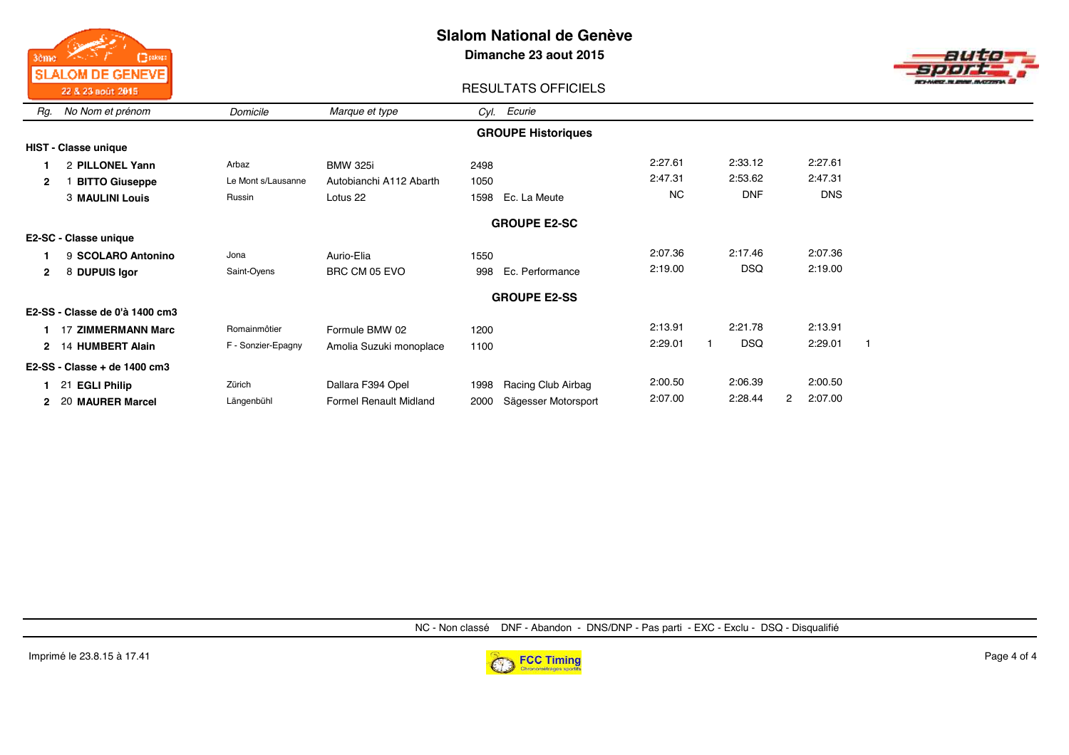# Slalom National de Genève

**Dimanche 23 aout 2015**

RESULTATS OFFICIELS

| Rg. | No | Nom et prénom | Domicile | Marque et type | Cyl. | Ecurie | Manche 1 | | Manche 2 | | Meilleur | |
|---|---|---|---|---|---|---|---|---|---|---|---|---|
| | | | | | | **GROUPE Historiques** | | | | | | |
| **HIST - Classe unique** | | | | | | | | | | | | |
| **1** | 2 | **PILLONEL Yann** | Arbaz | BMW 325i | 2498 | | 2:27.61 | | 2:33.12 | | 2:27.61 | |
| **2** | 1 | **BITTO Giuseppe** | Le Mont s/Lausanne | Autobianchi A112 Abarth | 1050 | | 2:47.31 | | 2:53.62 | | 2:47.31 | |
| | 3 | **MAULINI Louis** | Russin | Lotus 22 | 1598 | Ec. La Meute | NC | | DNF | | DNS | |
| | | | | | | **GROUPE E2-SC** | | | | | | |
| **E2-SC - Classe unique** | | | | | | | | | | | | |
| **1** | 9 | **SCOLARO Antonino** | Jona | Aurio-Elia | 1550 | | 2:07.36 | | 2:17.46 | | 2:07.36 | |
| **2** | 8 | **DUPUIS Igor** | Saint-Oyens | BRC CM 05 EVO | 998 | Ec. Performance | 2:19.00 | | DSQ | | 2:19.00 | |
| | | | | | | **GROUPE E2-SS** | | | | | | |
| **E2-SS - Classe de 0'à 1400 cm3** | | | | | | | | | | | | |
| **1** | 17 | **ZIMMERMANN Marc** | Romainmôtier | Formule BMW 02 | 1200 | | 2:13.91 | | 2:21.78 | | 2:13.91 | |
| **2** | 14 | **HUMBERT Alain** | F - Sonzier-Epagny | Amolia Suzuki monoplace | 1100 | | 2:29.01 | 1 | DSQ | | 2:29.01 | 1 |
| **E2-SS - Classe + de 1400 cm3** | | | | | | | | | | | | |
| **1** | 21 | **EGLI Philip** | Zürich | Dallara F394 Opel | 1998 | Racing Club Airbag | 2:00.50 | | 2:06.39 | | 2:00.50 | |
| **2** | 20 | **MAURER Marcel** | Längenbühl | Formel Renault Midland | 2000 | Sägesser Motorsport | 2:07.00 | | 2:28.44 | 2 | 2:07.00 | |

NC - Non classé DNF - Abandon - DNS/DNP - Pas parti - EXC - Exclu - DSQ - Disqualifié

Imprimé le 23.8.15 à 17.41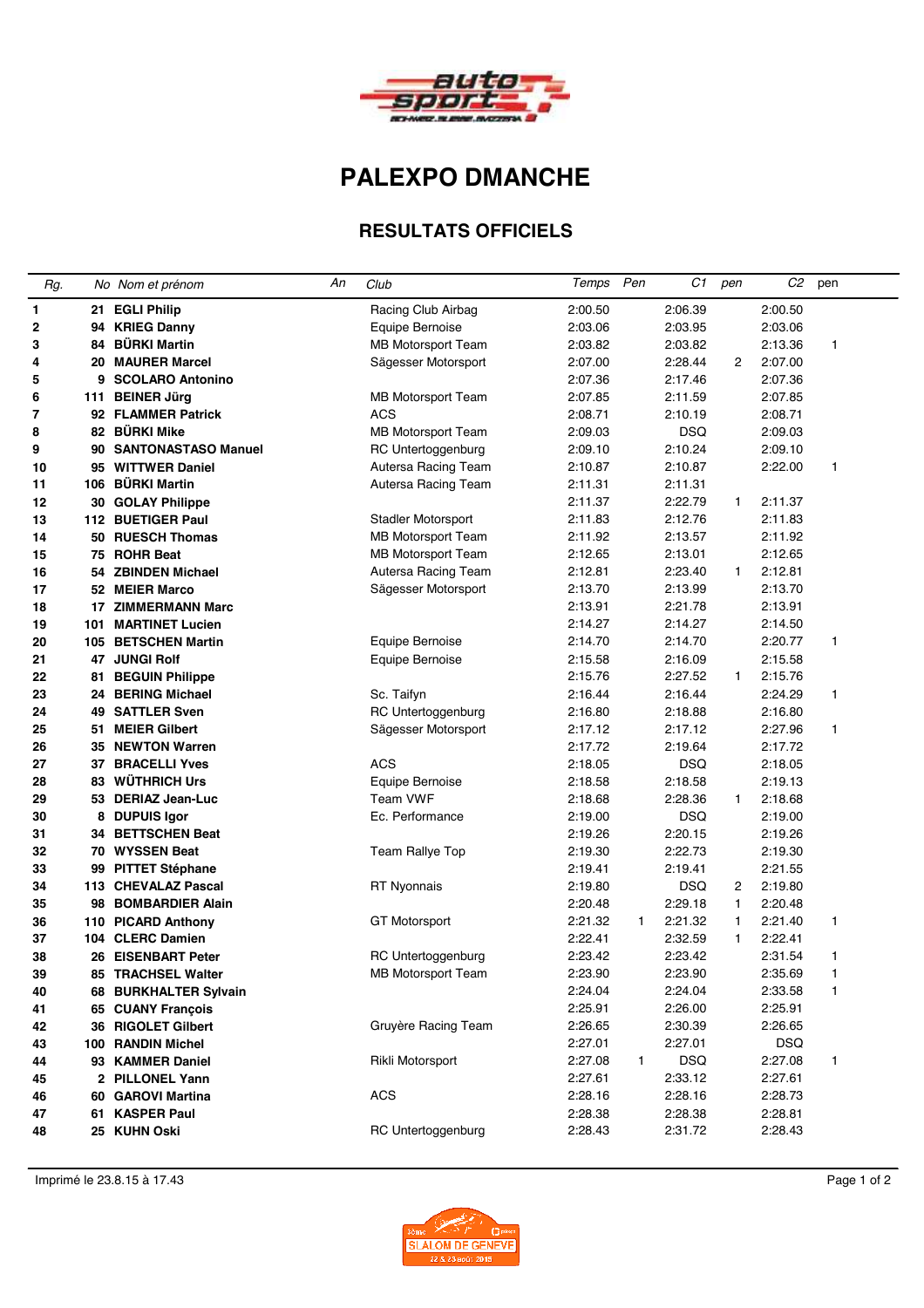# PALEXPO DMANCHE

## RESULTATS OFFICIELS

| Rg. | No | Nom et prénom | An | Club | Temps | Pen | C1 | pen | C2 | pen |
|---|---|---|---|---|---|---|---|---|---|---|
| 1 | 21 | **EGLI Philip** | | Racing Club Airbag | 2:00.50 | | 2:06.39 | | 2:00.50 | |
| 2 | 94 | **KRIEG Danny** | | Equipe Bernoise | 2:03.06 | | 2:03.95 | | 2:03.06 | |
| 3 | 84 | **BÜRKI Martin** | | MB Motorsport Team | 2:03.82 | | 2:03.82 | | 2:13.36 | 1 |
| 4 | 20 | **MAURER Marcel** | | Sägesser Motorsport | 2:07.00 | | 2:28.44 | 2 | 2:07.00 | |
| 5 | 9 | **SCOLARO Antonino** | | | 2:07.36 | | 2:17.46 | | 2:07.36 | |
| 6 | 111 | **BEINER Jürg** | | MB Motorsport Team | 2:07.85 | | 2:11.59 | | 2:07.85 | |
| 7 | 92 | **FLAMMER Patrick** | | ACS | 2:08.71 | | 2:10.19 | | 2:08.71 | |
| 8 | 82 | **BÜRKI Mike** | | MB Motorsport Team | 2:09.03 | | DSQ | | 2:09.03 | |
| 9 | 90 | **SANTONASTASO Manuel** | | RC Untertoggenburg | 2:09.10 | | 2:10.24 | | 2:09.10 | |
| 10 | 95 | **WITTWER Daniel** | | Autersa Racing Team | 2:10.87 | | 2:10.87 | | 2:22.00 | 1 |
| 11 | 106 | **BÜRKI Martin** | | Autersa Racing Team | 2:11.31 | | 2:11.31 | | | |
| 12 | 30 | **GOLAY Philippe** | | | 2:11.37 | | 2:22.79 | 1 | 2:11.37 | |
| 13 | 112 | **BUETIGER Paul** | | Stadler Motorsport | 2:11.83 | | 2:12.76 | | 2:11.83 | |
| 14 | 50 | **RUESCH Thomas** | | MB Motorsport Team | 2:11.92 | | 2:13.57 | | 2:11.92 | |
| 15 | 75 | **ROHR Beat** | | MB Motorsport Team | 2:12.65 | | 2:13.01 | | 2:12.65 | |
| 16 | 54 | **ZBINDEN Michael** | | Autersa Racing Team | 2:12.81 | | 2:23.40 | 1 | 2:12.81 | |
| 17 | 52 | **MEIER Marco** | | Sägesser Motorsport | 2:13.70 | | 2:13.99 | | 2:13.70 | |
| 18 | 17 | **ZIMMERMANN Marc** | | | 2:13.91 | | 2:21.78 | | 2:13.91 | |
| 19 | 101 | **MARTINET Lucien** | | | 2:14.27 | | 2:14.27 | | 2:14.50 | |
| 20 | 105 | **BETSCHEN Martin** | | Equipe Bernoise | 2:14.70 | | 2:14.70 | | 2:20.77 | 1 |
| 21 | 47 | **JUNGI Rolf** | | Equipe Bernoise | 2:15.58 | | 2:16.09 | | 2:15.58 | |
| 22 | 81 | **BEGUIN Philippe** | | | 2:15.76 | | 2:27.52 | 1 | 2:15.76 | |
| 23 | 24 | **BERING Michael** | | Sc. Taifyn | 2:16.44 | | 2:16.44 | | 2:24.29 | 1 |
| 24 | 49 | **SATTLER Sven** | | RC Untertoggenburg | 2:16.80 | | 2:18.88 | | 2:16.80 | |
| 25 | 51 | **MEIER Gilbert** | | Sägesser Motorsport | 2:17.12 | | 2:17.12 | | 2:27.96 | 1 |
| 26 | 35 | **NEWTON Warren** | | | 2:17.72 | | 2:19.64 | | 2:17.72 | |
| 27 | 37 | **BRACELLI Yves** | | ACS | 2:18.05 | | DSQ | | 2:18.05 | |
| 28 | 83 | **WÜTHRICH Urs** | | Equipe Bernoise | 2:18.58 | | 2:18.58 | | 2:19.13 | |
| 29 | 53 | **DERIAZ Jean-Luc** | | Team VWF | 2:18.68 | | 2:28.36 | 1 | 2:18.68 | |
| 30 | 8 | **DUPUIS Igor** | | Ec. Performance | 2:19.00 | | DSQ | | 2:19.00 | |
| 31 | 34 | **BETTSCHEN Beat** | | | 2:19.26 | | 2:20.15 | | 2:19.26 | |
| 32 | 70 | **WYSSEN Beat** | | Team Rallye Top | 2:19.30 | | 2:22.73 | | 2:19.30 | |
| 33 | 99 | **PITTET Stéphane** | | | 2:19.41 | | 2:19.41 | | 2:21.55 | |
| 34 | 113 | **CHEVALAZ Pascal** | | RT Nyonnais | 2:19.80 | | DSQ | 2 | 2:19.80 | |
| 35 | 98 | **BOMBARDIER Alain** | | | 2:20.48 | | 2:29.18 | 1 | 2:20.48 | |
| 36 | 110 | **PICARD Anthony** | | GT Motorsport | 2:21.32 | 1 | 2:21.32 | 1 | 2:21.40 | 1 |
| 37 | 104 | **CLERC Damien** | | | 2:22.41 | | 2:32.59 | 1 | 2:22.41 | |
| 38 | 26 | **EISENBART Peter** | | RC Untertoggenburg | 2:23.42 | | 2:23.42 | | 2:31.54 | 1 |
| 39 | 85 | **TRACHSEL Walter** | | MB Motorsport Team | 2:23.90 | | 2:23.90 | | 2:35.69 | 1 |
| 40 | 68 | **BURKHALTER Sylvain** | | | 2:24.04 | | 2:24.04 | | 2:33.58 | 1 |
| 41 | 65 | **CUANY François** | | | 2:25.91 | | 2:26.00 | | 2:25.91 | |
| 42 | 36 | **RIGOLET Gilbert** | | Gruyère Racing Team | 2:26.65 | | 2:30.39 | | 2:26.65 | |
| 43 | 100 | **RANDIN Michel** | | | 2:27.01 | | 2:27.01 | | DSQ | |
| 44 | 93 | **KAMMER Daniel** | | Rikli Motorsport | 2:27.08 | 1 | DSQ | | 2:27.08 | 1 |
| 45 | 2 | **PILLONEL Yann** | | | 2:27.61 | | 2:33.12 | | 2:27.61 | |
| 46 | 60 | **GAROVI Martina** | | ACS | 2:28.16 | | 2:28.16 | | 2:28.73 | |
| 47 | 61 | **KASPER Paul** | | | 2:28.38 | | 2:28.38 | | 2:28.81 | |
| 48 | 25 | **KUHN Oski** | | RC Untertoggenburg | 2:28.43 | | 2:31.72 | | 2:28.43 | |

Imprimé le 23.8.15 à 17.43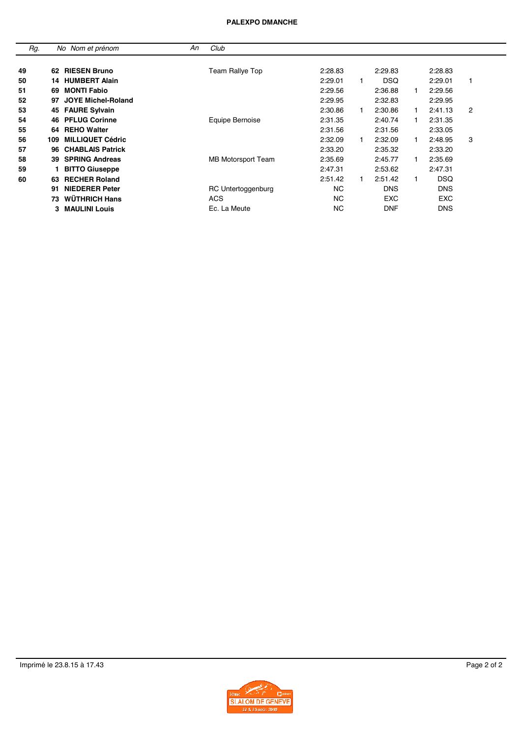**PALEXPO DMANCHE**

| Rg. | No | Nom et prénom | An | Club | | | | | | |
|---|---|---|---|---|---|---|---|---|---|---|
| 49 | 62 | **RIESEN Bruno** | | Team Rallye Top | 2:28.83 | | 2:29.83 | | 2:28.83 | |
| 50 | 14 | **HUMBERT Alain** | | | 2:29.01 | 1 | DSQ | | 2:29.01 | 1 |
| 51 | 69 | **MONTI Fabio** | | | 2:29.56 | | 2:36.88 | 1 | 2:29.56 | |
| 52 | 97 | **JOYE Michel-Roland** | | | 2:29.95 | | 2:32.83 | | 2:29.95 | |
| 53 | 45 | **FAURE Sylvain** | | | 2:30.86 | 1 | 2:30.86 | 1 | 2:41.13 | 2 |
| 54 | 46 | **PFLUG Corinne** | | Equipe Bernoise | 2:31.35 | | 2:40.74 | 1 | 2:31.35 | |
| 55 | 64 | **REHO Walter** | | | 2:31.56 | | 2:31.56 | | 2:33.05 | |
| 56 | 109 | **MILLIQUET Cédric** | | | 2:32.09 | 1 | 2:32.09 | 1 | 2:48.95 | 3 |
| 57 | 96 | **CHABLAIS Patrick** | | | 2:33.20 | | 2:35.32 | | 2:33.20 | |
| 58 | 39 | **SPRING Andreas** | | MB Motorsport Team | 2:35.69 | | 2:45.77 | 1 | 2:35.69 | |
| 59 | 1 | **BITTO Giuseppe** | | | 2:47.31 | | 2:53.62 | | 2:47.31 | |
| 60 | 63 | **RECHER Roland** | | | 2:51.42 | 1 | 2:51.42 | 1 | DSQ | |
| | 91 | **NIEDERER Peter** | | RC Untertoggenburg | NC | | DNS | | DNS | |
| | 73 | **WÜTHRICH Hans** | | ACS | NC | | EXC | | EXC | |
| | 3 | **MAULINI Louis** | | Ec. La Meute | NC | | DNF | | DNS | |

Imprimé le 23.8.15 à 17.43